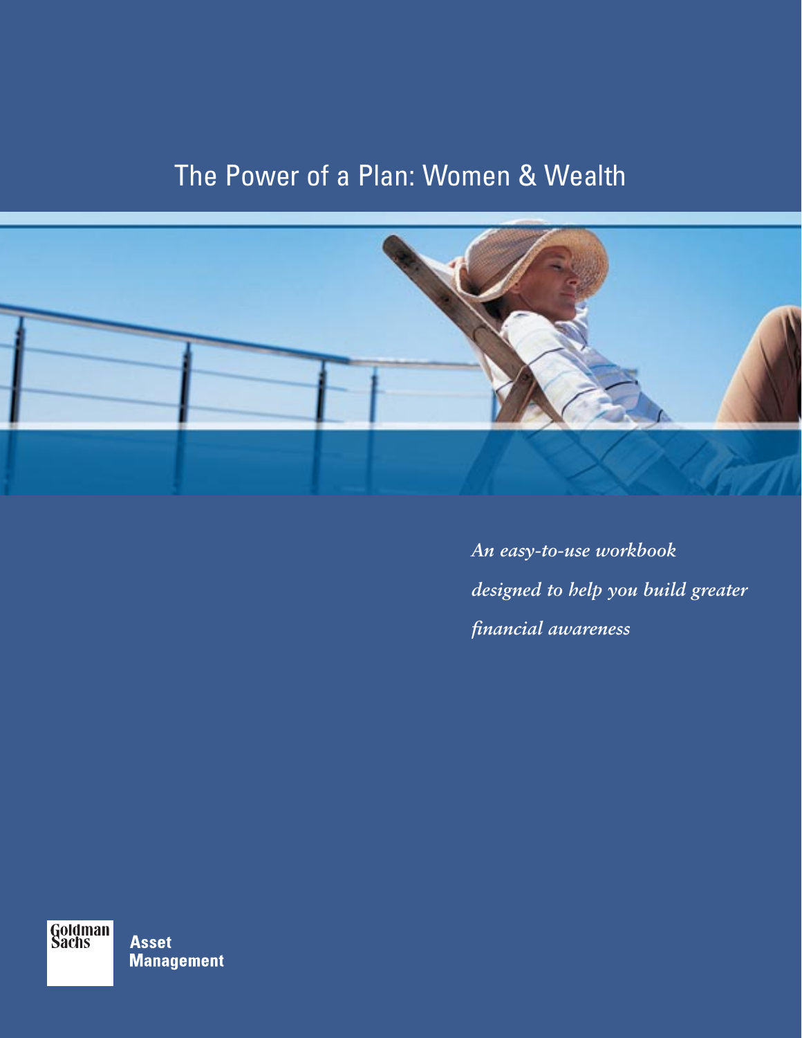# The Power of a Plan: Women & Wealth

*An easy-to-use workbook designed to help you build greater financial awareness*

Goldman Sachs **Asset Management**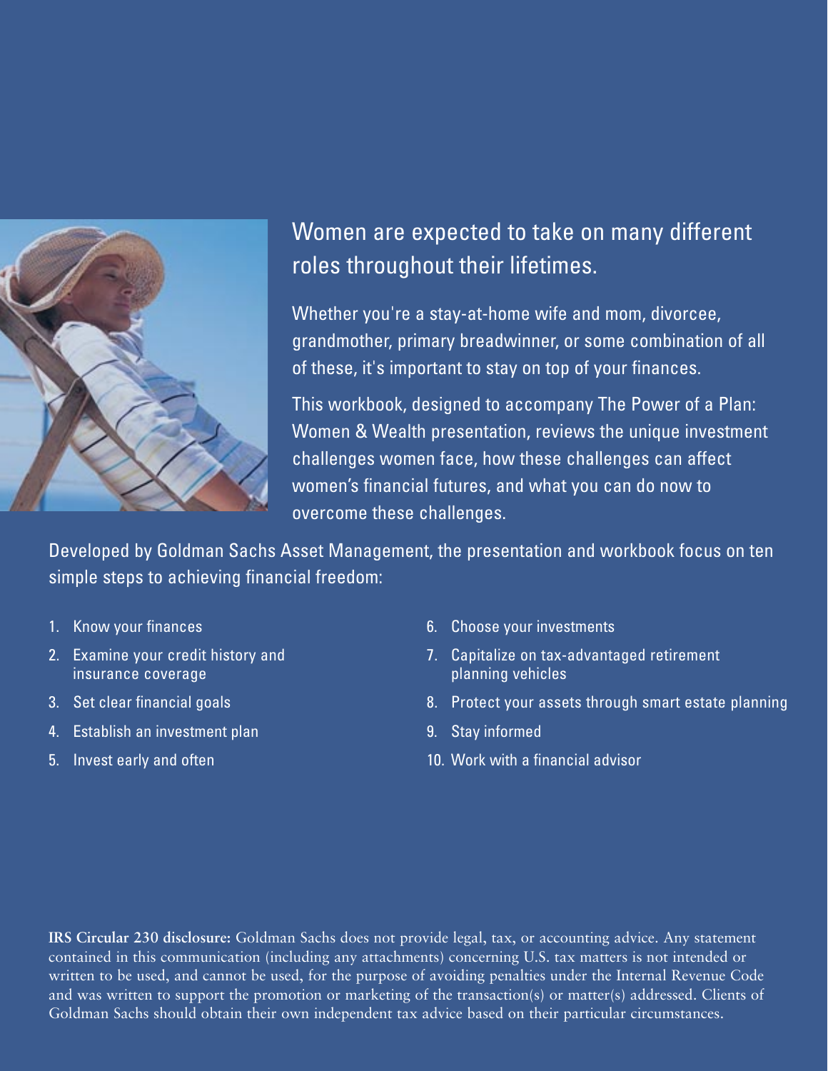## Women are expected to take on many different roles throughout their lifetimes.

Whether you're a stay-at-home wife and mom, divorcee, grandmother, primary breadwinner, or some combination of all of these, it's important to stay on top of your finances.

This workbook, designed to accompany The Power of a Plan: Women & Wealth presentation, reviews the unique investment challenges women face, how these challenges can affect women's financial futures, and what you can do now to overcome these challenges.

Developed by Goldman Sachs Asset Management, the presentation and workbook focus on ten simple steps to achieving financial freedom:

1. Know your finances
2. Examine your credit history and insurance coverage
3. Set clear financial goals
4. Establish an investment plan
5. Invest early and often
6. Choose your investments
7. Capitalize on tax-advantaged retirement planning vehicles
8. Protect your assets through smart estate planning
9. Stay informed
10. Work with a financial advisor

**IRS Circular 230 disclosure:** Goldman Sachs does not provide legal, tax, or accounting advice. Any statement contained in this communication (including any attachments) concerning U.S. tax matters is not intended or written to be used, and cannot be used, for the purpose of avoiding penalties under the Internal Revenue Code and was written to support the promotion or marketing of the transaction(s) or matter(s) addressed. Clients of Goldman Sachs should obtain their own independent tax advice based on their particular circumstances.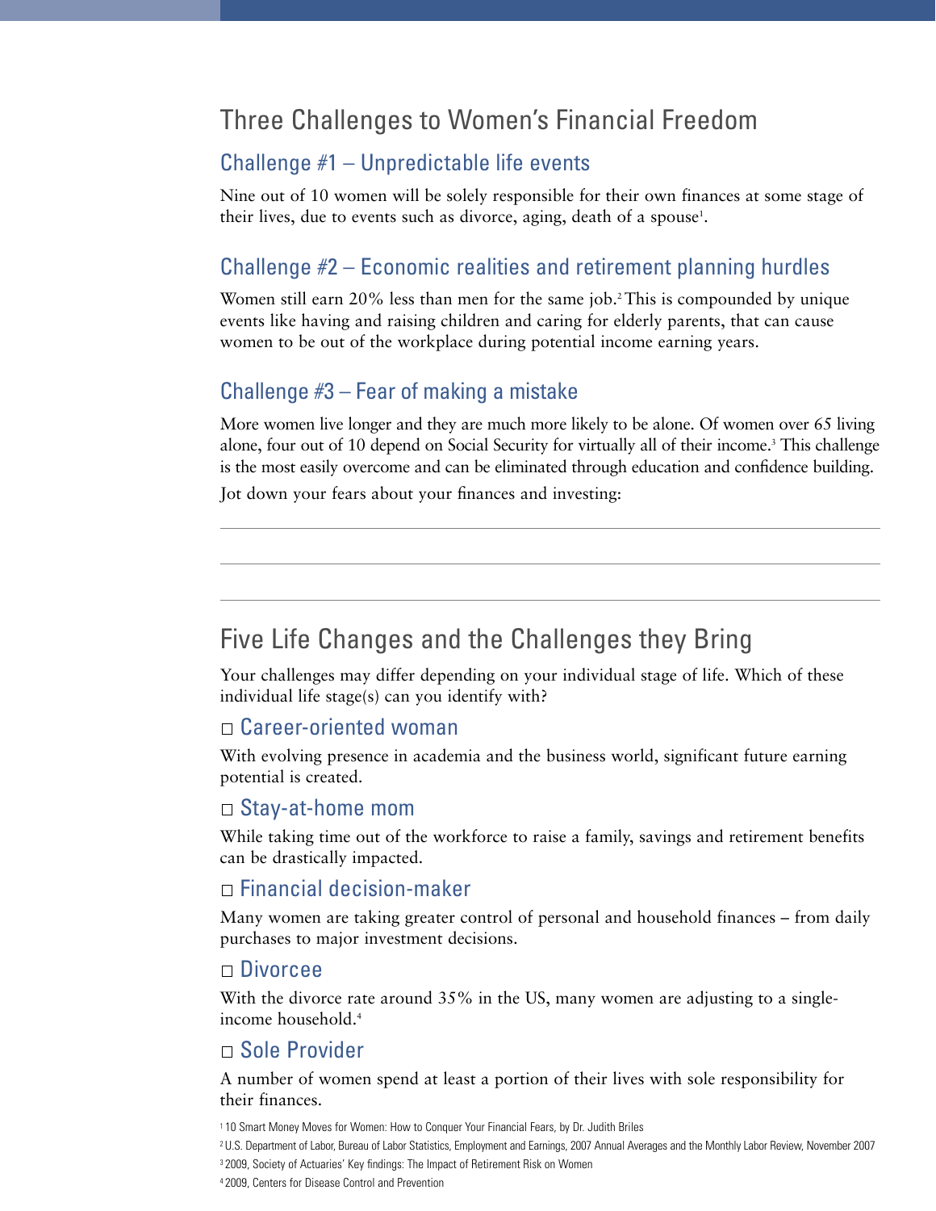# Three Challenges to Women's Financial Freedom

## Challenge #1 – Unpredictable life events

Nine out of 10 women will be solely responsible for their own finances at some stage of their lives, due to events such as divorce, aging, death of a spouse[1].

## Challenge #2 – Economic realities and retirement planning hurdles

Women still earn 20% less than men for the same job.[2] This is compounded by unique events like having and raising children and caring for elderly parents, that can cause women to be out of the workplace during potential income earning years.

## Challenge #3 – Fear of making a mistake

More women live longer and they are much more likely to be alone. Of women over 65 living alone, four out of 10 depend on Social Security for virtually all of their income.[3] This challenge is the most easily overcome and can be eliminated through education and confidence building.

Jot down your fears about your finances and investing:

---

---

---

# Five Life Changes and the Challenges they Bring

Your challenges may differ depending on your individual stage of life. Which of these individual life stage(s) can you identify with?

## ☐ Career-oriented woman

With evolving presence in academia and the business world, significant future earning potential is created.

## ☐ Stay-at-home mom

While taking time out of the workforce to raise a family, savings and retirement benefits can be drastically impacted.

## ☐ Financial decision-maker

Many women are taking greater control of personal and household finances – from daily purchases to major investment decisions.

## ☐ Divorcee

With the divorce rate around 35% in the US, many women are adjusting to a single-income household.[4]

## ☐ Sole Provider

A number of women spend at least a portion of their lives with sole responsibility for their finances.

[1] 10 Smart Money Moves for Women: How to Conquer Your Financial Fears, by Dr. Judith Briles

[2] U.S. Department of Labor, Bureau of Labor Statistics, Employment and Earnings, 2007 Annual Averages and the Monthly Labor Review, November 2007

[3] 2009, Society of Actuaries' Key findings: The Impact of Retirement Risk on Women

[4] 2009, Centers for Disease Control and Prevention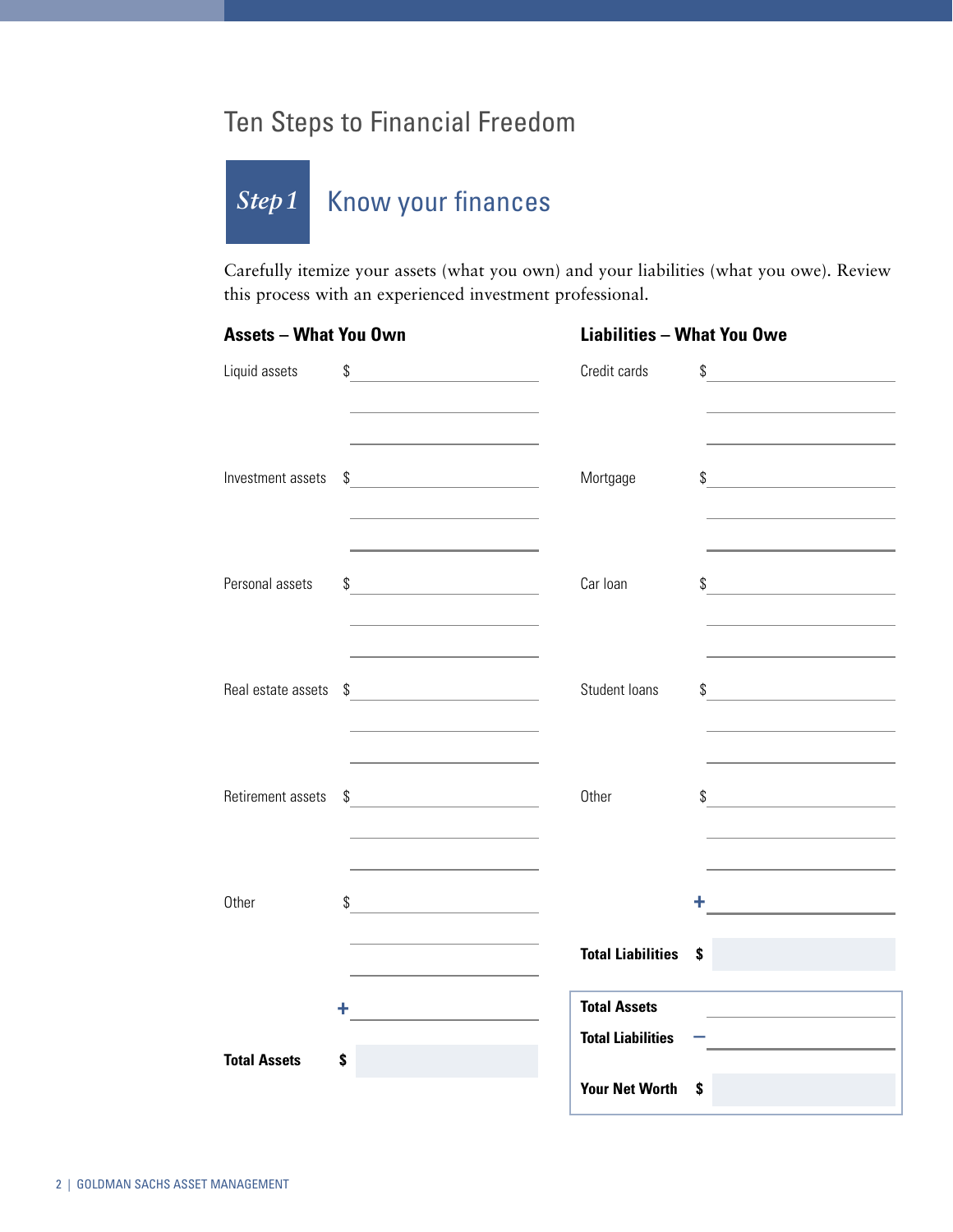# Ten Steps to Financial Freedom

## Step 1 Know your finances

Carefully itemize your assets (what you own) and your liabilities (what you owe). Review this process with an experienced investment professional.

### Assets – What You Own

| | |
|---|---|
| Liquid assets | $ |
| Investment assets | $ |
| Personal assets | $ |
| Real estate assets | $ |
| Retirement assets | $ |
| Other | $ |
| | + |
| **Total Assets** | **$** |

### Liabilities – What You Owe

| | |
|---|---|
| Credit cards | $ |
| Mortgage | $ |
| Car loan | $ |
| Student loans | $ |
| Other | $ |
| | + |
| **Total Liabilities** | **$** |

| | |
|---|---|
| **Total Assets** | |
| **Total Liabilities** | – |
| **Your Net Worth** | **$** |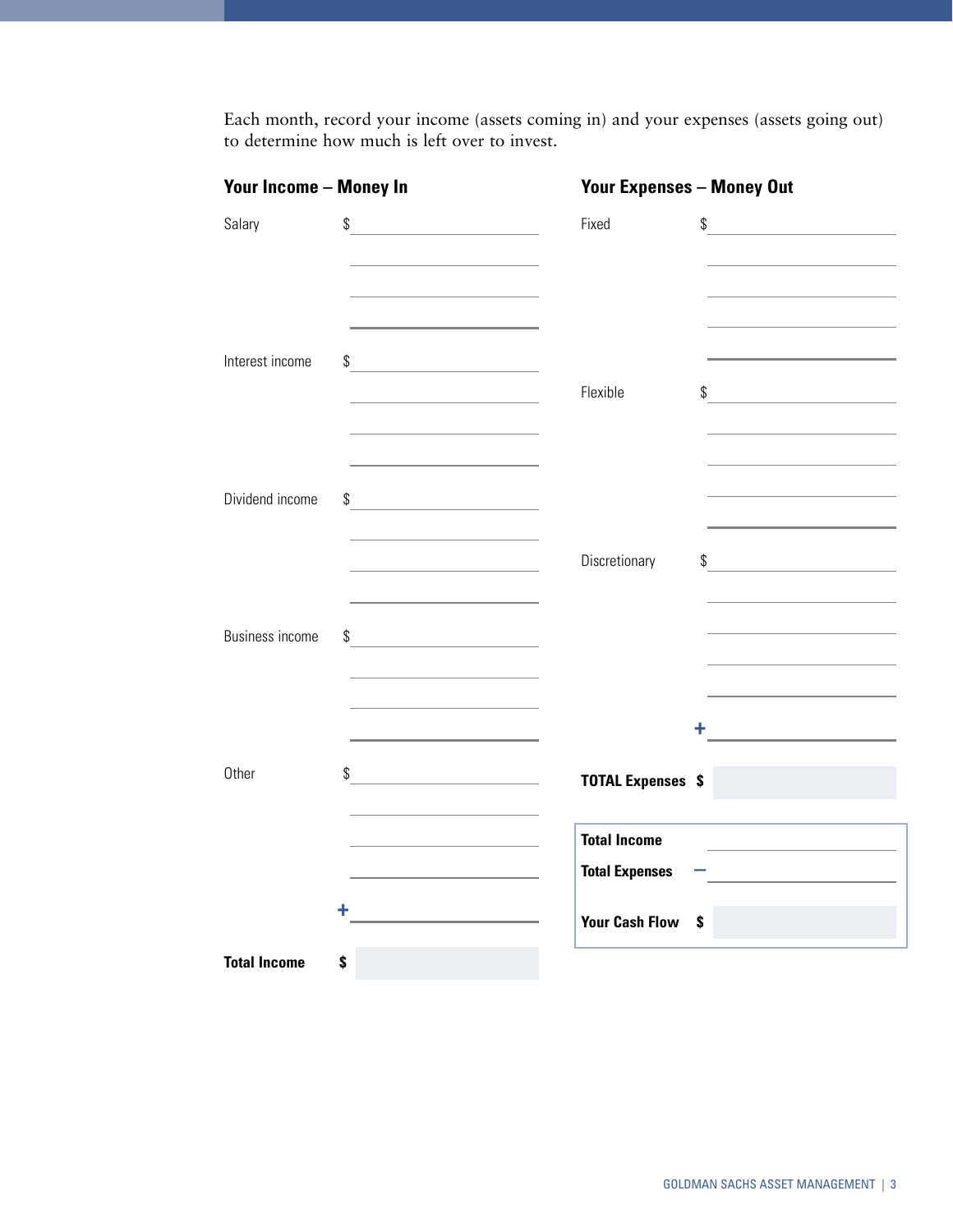Each month, record your income (assets coming in) and your expenses (assets going out) to determine how much is left over to invest.

## Your Income – Money In

| | |
|---|---|
| Salary | $ |
| | |
| | |
| | |
| Interest income | $ |
| | |
| | |
| | |
| Dividend income | $ |
| | |
| | |
| | |
| Business income | $ |
| | |
| | |
| | |
| Other | $ |
| | |
| | |
| | |
| | + |
| **Total Income** | **$** |

## Your Expenses – Money Out

| | |
|---|---|
| Fixed | $ |
| | |
| | |
| | |
| | |
| Flexible | $ |
| | |
| | |
| | |
| | |
| Discretionary | $ |
| | |
| | |
| | |
| | |
| | + |
| **TOTAL Expenses** | **$** |

| | |
|---|---|
| **Total Income** | |
| **Total Expenses** | – |
| **Your Cash Flow** | **$** |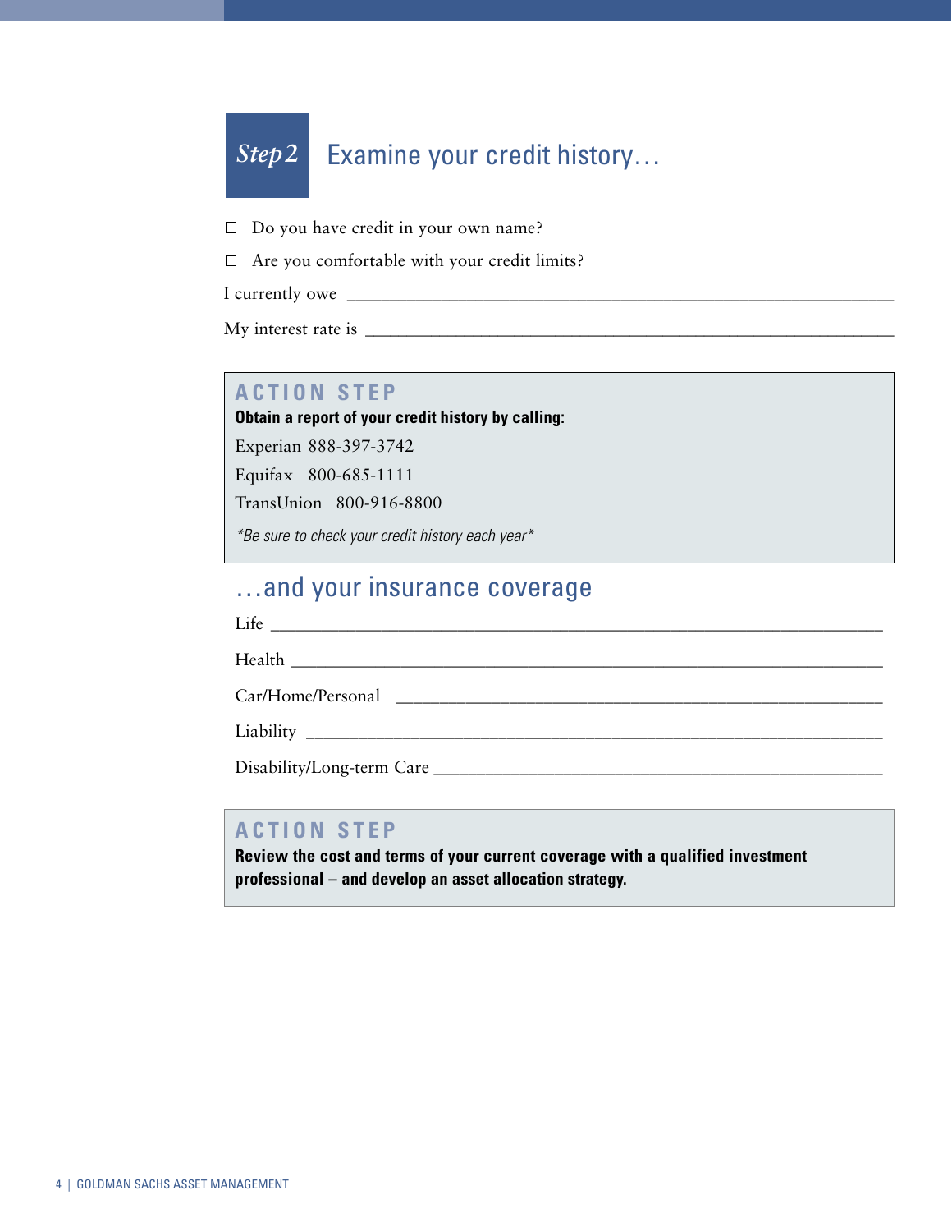## *Step 2* Examine your credit history…

- ☐ Do you have credit in your own name?
- ☐ Are you comfortable with your credit limits?

I currently owe ______________________________________________

My interest rate is ______________________________________________

> **ACTION STEP**
>
> **Obtain a report of your credit history by calling:**
>
> Experian 888-397-3742
>
> Equifax 800-685-1111
>
> TransUnion 800-916-8800
>
> *\*Be sure to check your credit history each year\**

## …and your insurance coverage

Life ______________________________________________

Health ______________________________________________

Car/Home/Personal ______________________________________________

Liability ______________________________________________

Disability/Long-term Care ______________________________________________

> **ACTION STEP**
>
> **Review the cost and terms of your current coverage with a qualified investment professional – and develop an asset allocation strategy.**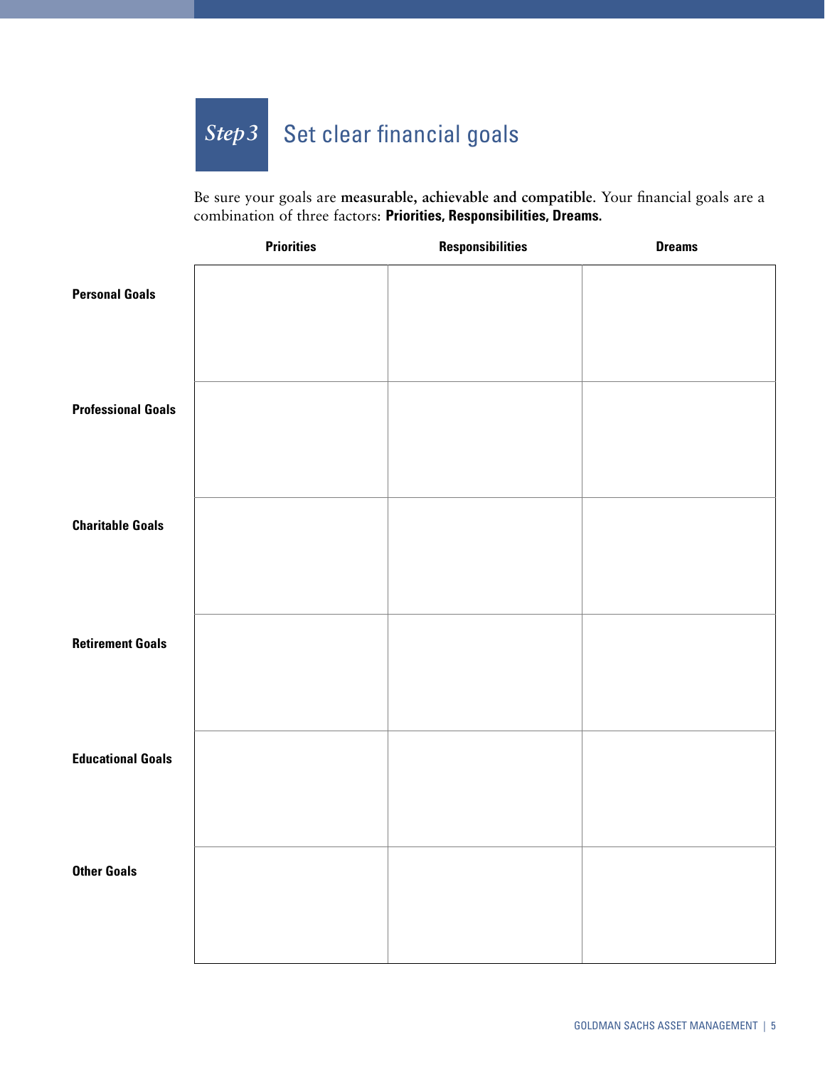## *Step 3* Set clear financial goals

Be sure your goals are **measurable, achievable and compatible**. Your financial goals are a combination of three factors: **Priorities, Responsibilities, Dreams.**

| | Priorities | Responsibilities | Dreams |
|---|---|---|---|
| **Personal Goals** | | | |
| **Professional Goals** | | | |
| **Charitable Goals** | | | |
| **Retirement Goals** | | | |
| **Educational Goals** | | | |
| **Other Goals** | | | |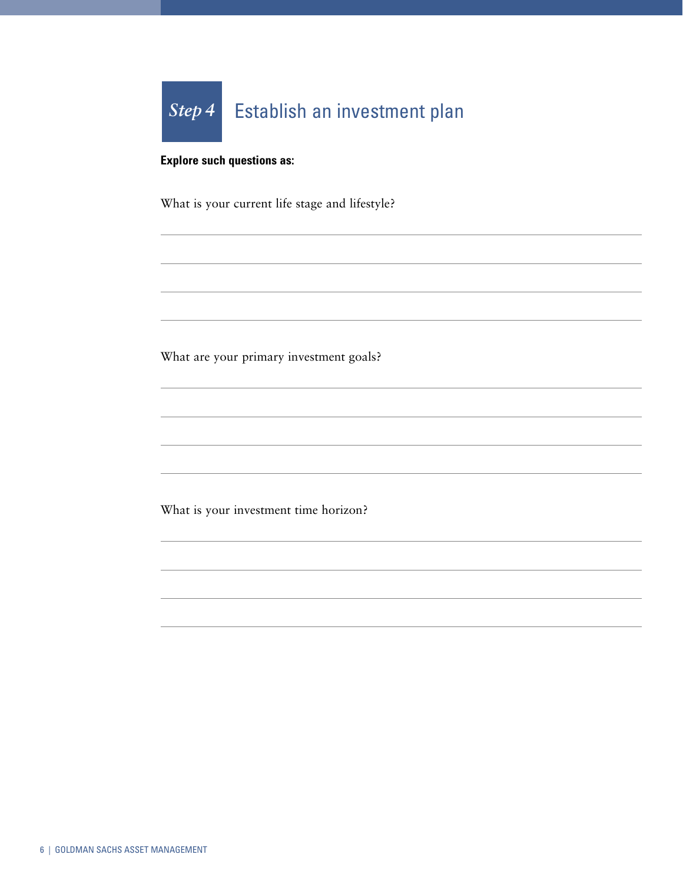## *Step 4* Establish an investment plan

**Explore such questions as:**

What is your current life stage and lifestyle?

What are your primary investment goals?

What is your investment time horizon?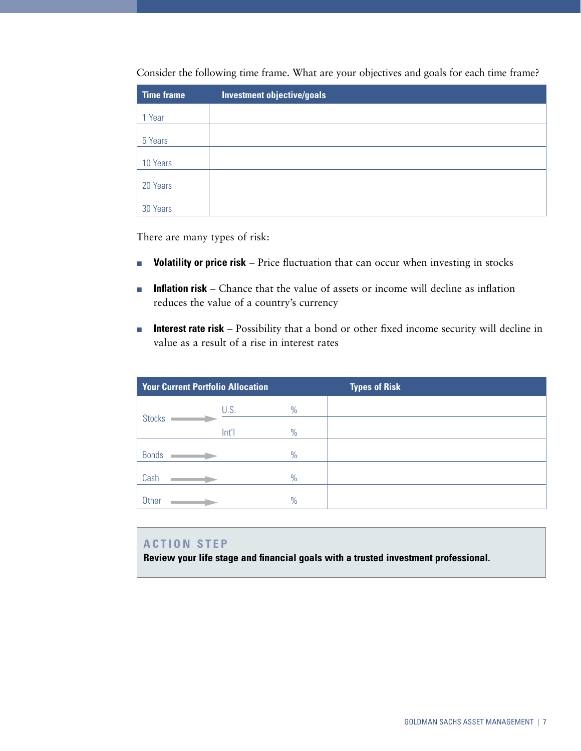Consider the following time frame. What are your objectives and goals for each time frame?

| Time frame | Investment objective/goals |
|---|---|
| 1 Year | |
| 5 Years | |
| 10 Years | |
| 20 Years | |
| 30 Years | |

There are many types of risk:

- **Volatility or price risk** – Price fluctuation that can occur when investing in stocks
- **Inflation risk** – Chance that the value of assets or income will decline as inflation reduces the value of a country's currency
- **Interest rate risk** – Possibility that a bond or other fixed income security will decline in value as a result of a rise in interest rates

| Your Current Portfolio Allocation | | | Types of Risk |
|---|---|---|---|
| Stocks | U.S. | % | |
| | Int'l | % | |
| Bonds | | % | |
| Cash | | % | |
| Other | | % | |

**ACTION STEP**

**Review your life stage and financial goals with a trusted investment professional.**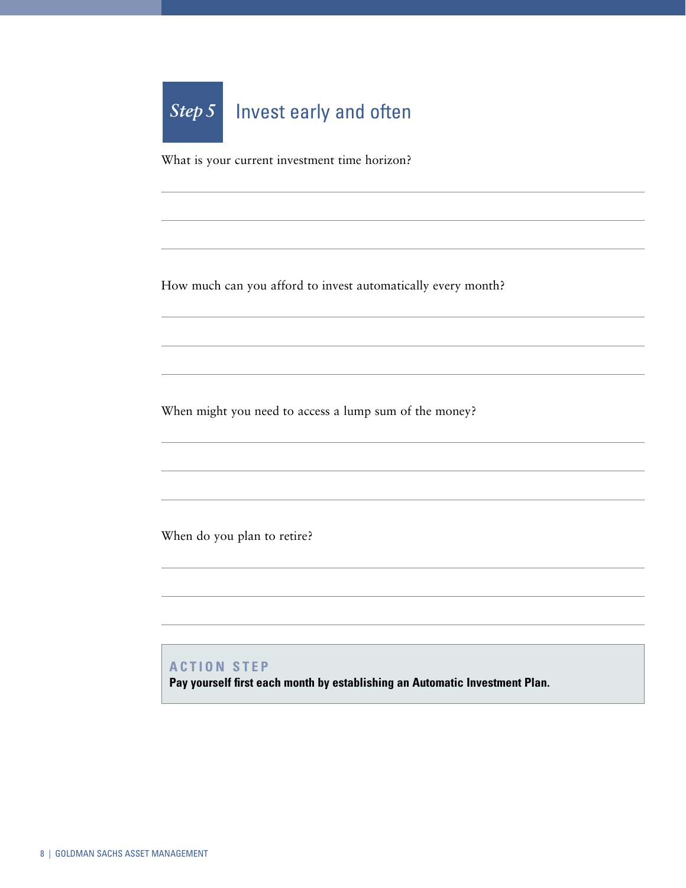## *Step 5* Invest early and often

What is your current investment time horizon?

How much can you afford to invest automatically every month?

When might you need to access a lump sum of the money?

When do you plan to retire?

**ACTION STEP**

**Pay yourself first each month by establishing an Automatic Investment Plan.**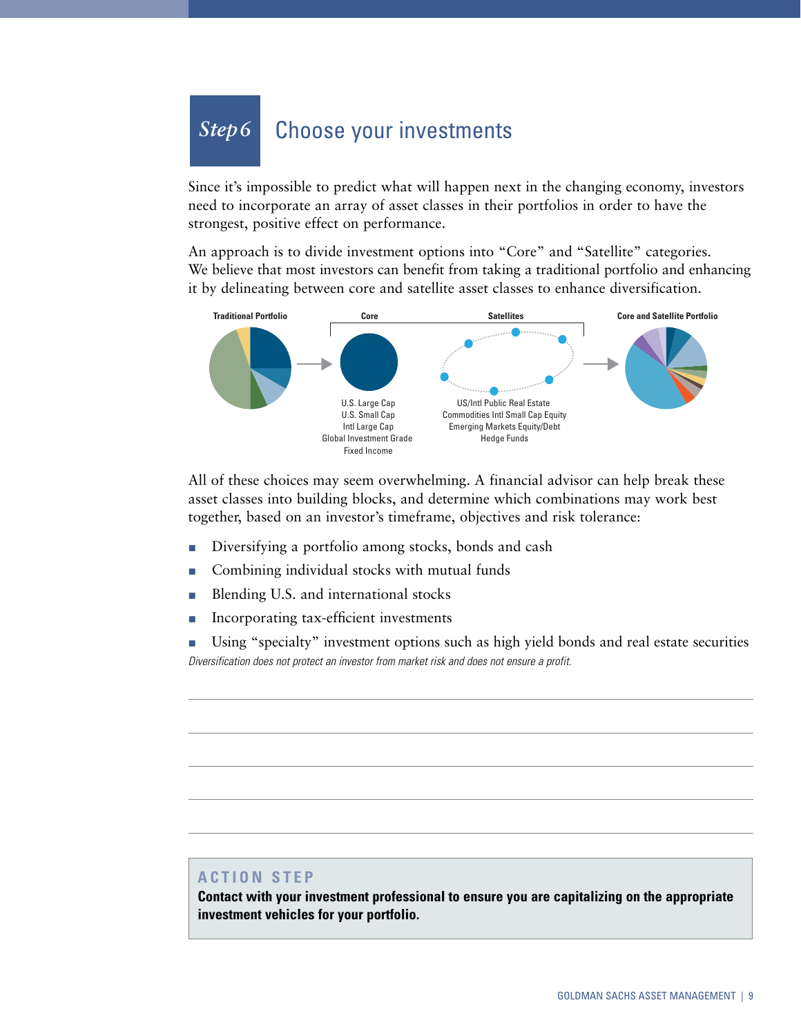## Step 6 Choose your investments

Since it's impossible to predict what will happen next in the changing economy, investors need to incorporate an array of asset classes in their portfolios in order to have the strongest, positive effect on performance.

An approach is to divide investment options into "Core" and "Satellite" categories. We believe that most investors can benefit from taking a traditional portfolio and enhancing it by delineating between core and satellite asset classes to enhance diversification.

**Traditional Portfolio** → **Core** / **Satellites** → **Core and Satellite Portfolio**

Core:
U.S. Large Cap
U.S. Small Cap
Intl Large Cap
Global Investment Grade Fixed Income

Satellites:
US/Intl Public Real Estate
Commodities Intl Small Cap Equity
Emerging Markets Equity/Debt
Hedge Funds

All of these choices may seem overwhelming. A financial advisor can help break these asset classes into building blocks, and determine which combinations may work best together, based on an investor's timeframe, objectives and risk tolerance:

- Diversifying a portfolio among stocks, bonds and cash
- Combining individual stocks with mutual funds
- Blending U.S. and international stocks
- Incorporating tax-efficient investments
- Using "specialty" investment options such as high yield bonds and real estate securities

*Diversification does not protect an investor from market risk and does not ensure a profit.*

**ACTION STEP**

**Contact with your investment professional to ensure you are capitalizing on the appropriate investment vehicles for your portfolio.**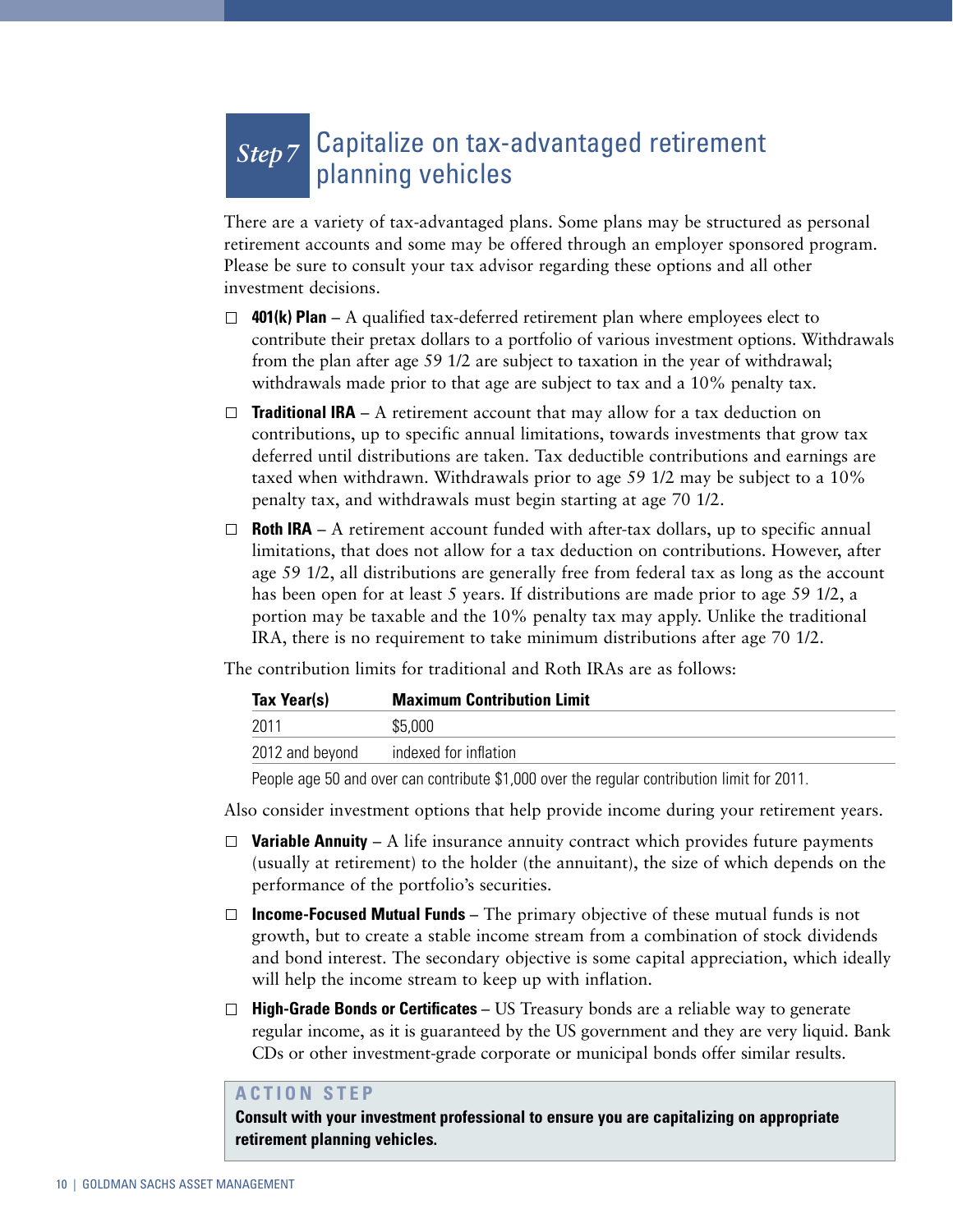## *Step 7* Capitalize on tax-advantaged retirement planning vehicles

There are a variety of tax-advantaged plans. Some plans may be structured as personal retirement accounts and some may be offered through an employer sponsored program. Please be sure to consult your tax advisor regarding these options and all other investment decisions.

- ☐ **401(k) Plan** – A qualified tax-deferred retirement plan where employees elect to contribute their pretax dollars to a portfolio of various investment options. Withdrawals from the plan after age 59 1/2 are subject to taxation in the year of withdrawal; withdrawals made prior to that age are subject to tax and a 10% penalty tax.
- ☐ **Traditional IRA** – A retirement account that may allow for a tax deduction on contributions, up to specific annual limitations, towards investments that grow tax deferred until distributions are taken. Tax deductible contributions and earnings are taxed when withdrawn. Withdrawals prior to age 59 1/2 may be subject to a 10% penalty tax, and withdrawals must begin starting at age 70 1/2.
- ☐ **Roth IRA** – A retirement account funded with after-tax dollars, up to specific annual limitations, that does not allow for a tax deduction on contributions. However, after age 59 1/2, all distributions are generally free from federal tax as long as the account has been open for at least 5 years. If distributions are made prior to age 59 1/2, a portion may be taxable and the 10% penalty tax may apply. Unlike the traditional IRA, there is no requirement to take minimum distributions after age 70 1/2.

The contribution limits for traditional and Roth IRAs are as follows:

| Tax Year(s) | Maximum Contribution Limit |
|---|---|
| 2011 | $5,000 |
| 2012 and beyond | indexed for inflation |

People age 50 and over can contribute $1,000 over the regular contribution limit for 2011.

Also consider investment options that help provide income during your retirement years.

- ☐ **Variable Annuity** – A life insurance annuity contract which provides future payments (usually at retirement) to the holder (the annuitant), the size of which depends on the performance of the portfolio's securities.
- ☐ **Income-Focused Mutual Funds** – The primary objective of these mutual funds is not growth, but to create a stable income stream from a combination of stock dividends and bond interest. The secondary objective is some capital appreciation, which ideally will help the income stream to keep up with inflation.
- ☐ **High-Grade Bonds or Certificates** – US Treasury bonds are a reliable way to generate regular income, as it is guaranteed by the US government and they are very liquid. Bank CDs or other investment-grade corporate or municipal bonds offer similar results.

**ACTION STEP**

**Consult with your investment professional to ensure you are capitalizing on appropriate retirement planning vehicles.**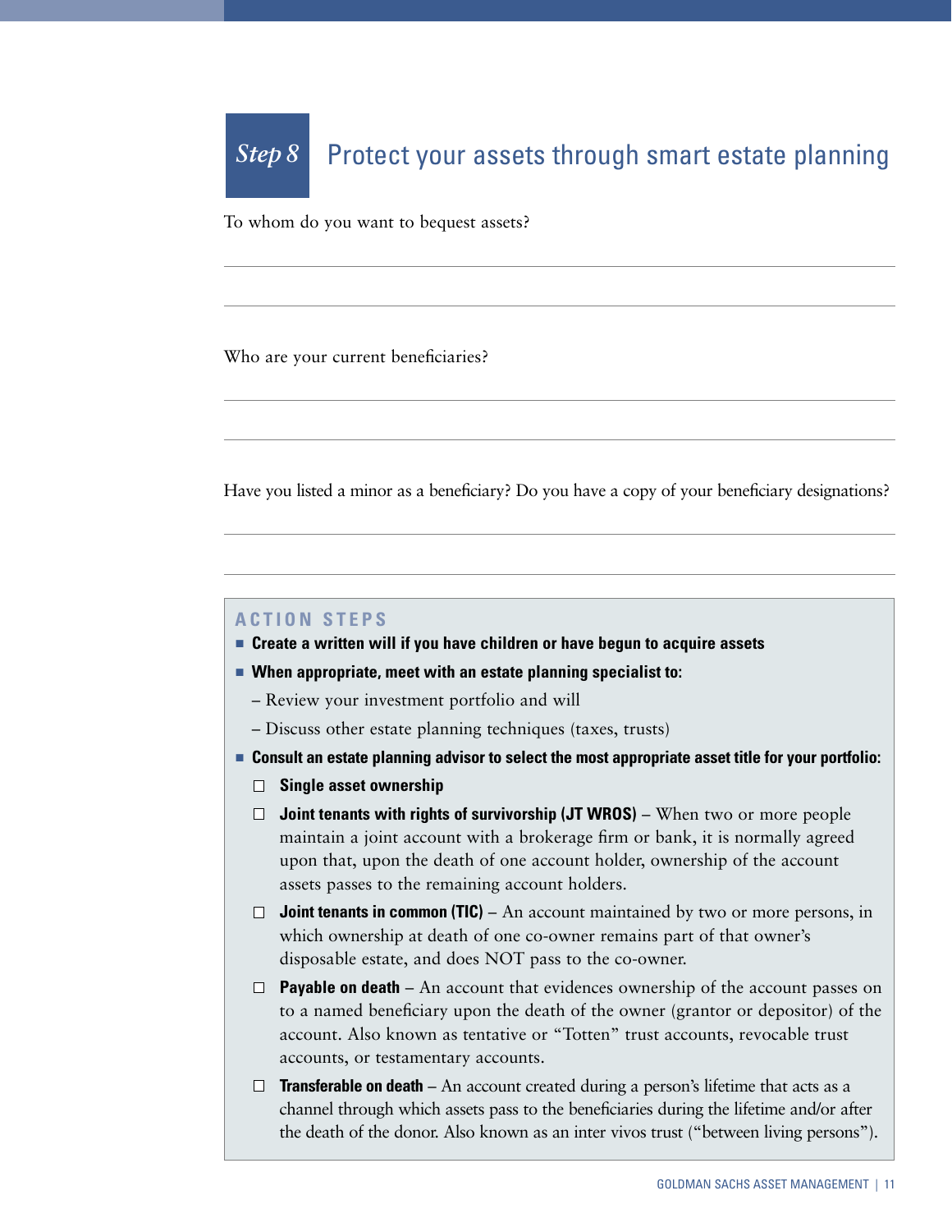## *Step 8* Protect your assets through smart estate planning

To whom do you want to bequest assets?

---

---

Who are your current beneficiaries?

---

---

Have you listed a minor as a beneficiary? Do you have a copy of your beneficiary designations?

---

---

### ACTION STEPS

- **Create a written will if you have children or have begun to acquire assets**
- **When appropriate, meet with an estate planning specialist to:**
  - Review your investment portfolio and will
  - Discuss other estate planning techniques (taxes, trusts)
- **Consult an estate planning advisor to select the most appropriate asset title for your portfolio:**
  - ☐ **Single asset ownership**
  - ☐ **Joint tenants with rights of survivorship (JT WROS)** – When two or more people maintain a joint account with a brokerage firm or bank, it is normally agreed upon that, upon the death of one account holder, ownership of the account assets passes to the remaining account holders.
  - ☐ **Joint tenants in common (TIC)** – An account maintained by two or more persons, in which ownership at death of one co-owner remains part of that owner's disposable estate, and does NOT pass to the co-owner.
  - ☐ **Payable on death** – An account that evidences ownership of the account passes on to a named beneficiary upon the death of the owner (grantor or depositor) of the account. Also known as tentative or "Totten" trust accounts, revocable trust accounts, or testamentary accounts.
  - ☐ **Transferable on death** – An account created during a person's lifetime that acts as a channel through which assets pass to the beneficiaries during the lifetime and/or after the death of the donor. Also known as an inter vivos trust ("between living persons").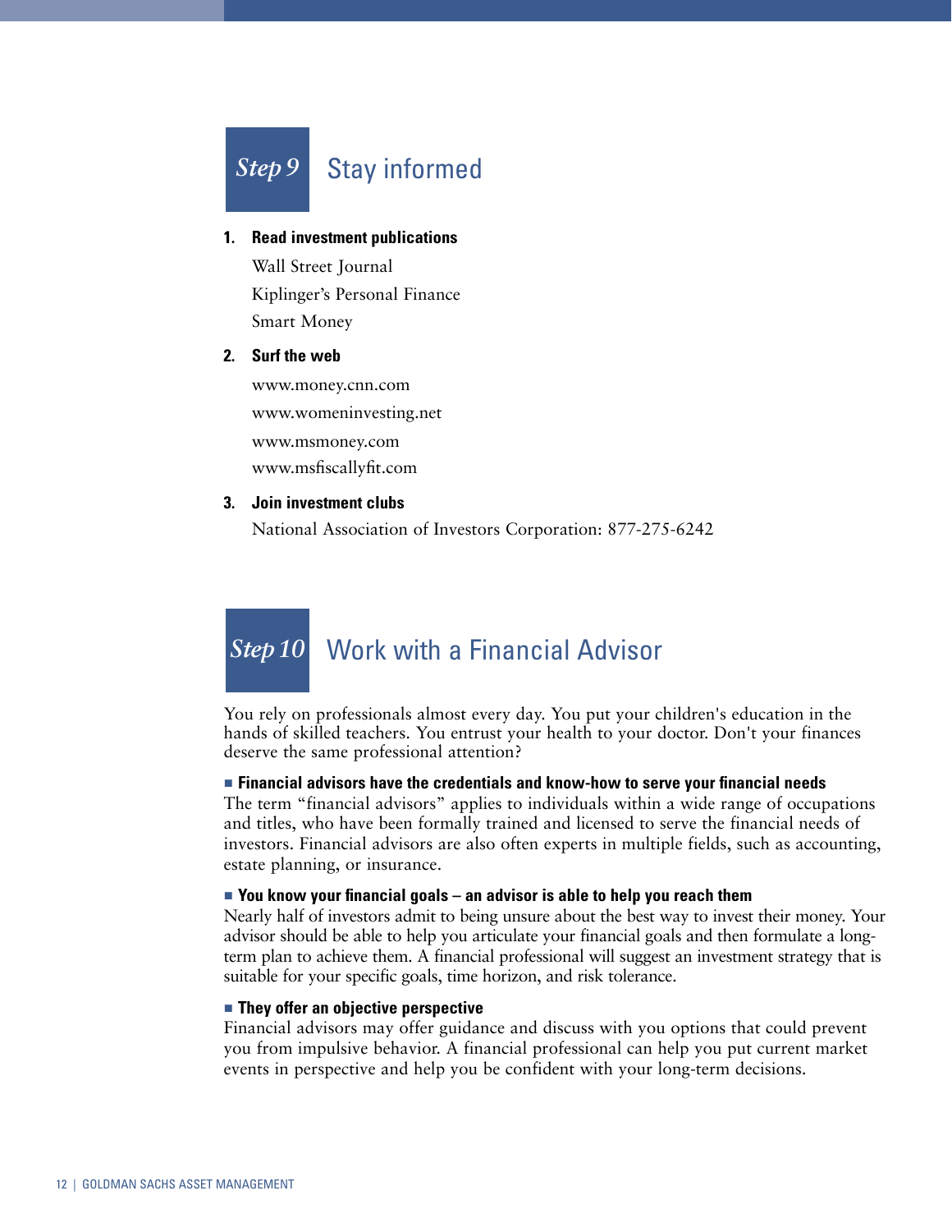## *Step 9* Stay informed

1. **Read investment publications**

   Wall Street Journal

   Kiplinger's Personal Finance

   Smart Money

2. **Surf the web**

   www.money.cnn.com

   www.womeninvesting.net

   www.msmoney.com

   www.msfiscallyfit.com

3. **Join investment clubs**

   National Association of Investors Corporation: 877-275-6242

## *Step 10* Work with a Financial Advisor

You rely on professionals almost every day. You put your children's education in the hands of skilled teachers. You entrust your health to your doctor. Don't your finances deserve the same professional attention?

- **Financial advisors have the credentials and know-how to serve your financial needs**

The term "financial advisors" applies to individuals within a wide range of occupations and titles, who have been formally trained and licensed to serve the financial needs of investors. Financial advisors are also often experts in multiple fields, such as accounting, estate planning, or insurance.

- **You know your financial goals – an advisor is able to help you reach them**

Nearly half of investors admit to being unsure about the best way to invest their money. Your advisor should be able to help you articulate your financial goals and then formulate a long-term plan to achieve them. A financial professional will suggest an investment strategy that is suitable for your specific goals, time horizon, and risk tolerance.

- **They offer an objective perspective**

Financial advisors may offer guidance and discuss with you options that could prevent you from impulsive behavior. A financial professional can help you put current market events in perspective and help you be confident with your long-term decisions.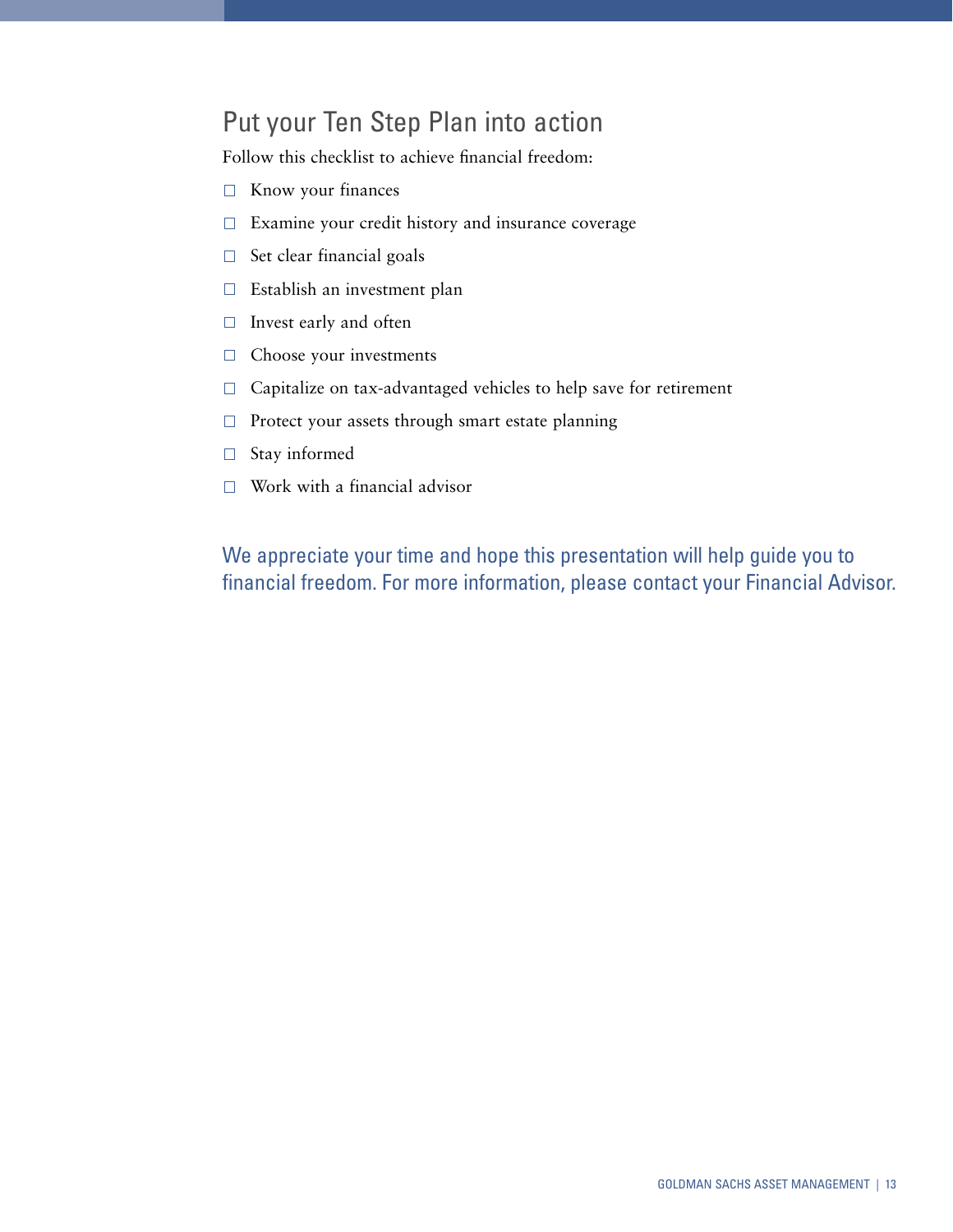## Put your Ten Step Plan into action

Follow this checklist to achieve financial freedom:

- ☐ Know your finances
- ☐ Examine your credit history and insurance coverage
- ☐ Set clear financial goals
- ☐ Establish an investment plan
- ☐ Invest early and often
- ☐ Choose your investments
- ☐ Capitalize on tax-advantaged vehicles to help save for retirement
- ☐ Protect your assets through smart estate planning
- ☐ Stay informed
- ☐ Work with a financial advisor

We appreciate your time and hope this presentation will help guide you to financial freedom. For more information, please contact your Financial Advisor.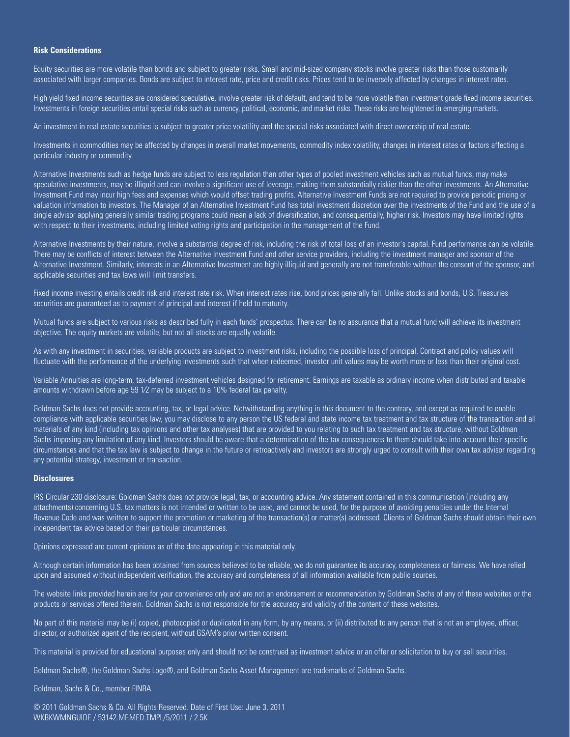**Risk Considerations**

Equity securities are more volatile than bonds and subject to greater risks. Small and mid-sized company stocks involve greater risks than those customarily associated with larger companies. Bonds are subject to interest rate, price and credit risks. Prices tend to be inversely affected by changes in interest rates.

High yield fixed income securities are considered speculative, involve greater risk of default, and tend to be more volatile than investment grade fixed income securities. Investments in foreign securities entail special risks such as currency, political, economic, and market risks. These risks are heightened in emerging markets.

An investment in real estate securities is subject to greater price volatility and the special risks associated with direct ownership of real estate.

Investments in commodities may be affected by changes in overall market movements, commodity index volatility, changes in interest rates or factors affecting a particular industry or commodity.

Alternative Investments such as hedge funds are subject to less regulation than other types of pooled investment vehicles such as mutual funds, may make speculative investments, may be illiquid and can involve a significant use of leverage, making them substantially riskier than the other investments. An Alternative Investment Fund may incur high fees and expenses which would offset trading profits. Alternative Investment Funds are not required to provide periodic pricing or valuation information to investors. The Manager of an Alternative Investment Fund has total investment discretion over the investments of the Fund and the use of a single advisor applying generally similar trading programs could mean a lack of diversification, and consequentially, higher risk. Investors may have limited rights with respect to their investments, including limited voting rights and participation in the management of the Fund.

Alternative Investments by their nature, involve a substantial degree of risk, including the risk of total loss of an investor's capital. Fund performance can be volatile. There may be conflicts of interest between the Alternative Investment Fund and other service providers, including the investment manager and sponsor of the Alternative Investment. Similarly, interests in an Alternative Investment are highly illiquid and generally are not transferable without the consent of the sponsor, and applicable securities and tax laws will limit transfers.

Fixed income investing entails credit risk and interest rate risk. When interest rates rise, bond prices generally fall. Unlike stocks and bonds, U.S. Treasuries securities are guaranteed as to payment of principal and interest if held to maturity.

Mutual funds are subject to various risks as described fully in each funds' prospectus. There can be no assurance that a mutual fund will achieve its investment objective. The equity markets are volatile, but not all stocks are equally volatile.

As with any investment in securities, variable products are subject to investment risks, including the possible loss of principal. Contract and policy values will fluctuate with the performance of the underlying investments such that when redeemed, investor unit values may be worth more or less than their original cost.

Variable Annuities are long-term, tax-deferred investment vehicles designed for retirement. Earnings are taxable as ordinary income when distributed and taxable amounts withdrawn before age 59 1⁄2 may be subject to a 10% federal tax penalty.

Goldman Sachs does not provide accounting, tax, or legal advice. Notwithstanding anything in this document to the contrary, and except as required to enable compliance with applicable securities law, you may disclose to any person the US federal and state income tax treatment and tax structure of the transaction and all materials of any kind (including tax opinions and other tax analyses) that are provided to you relating to such tax treatment and tax structure, without Goldman Sachs imposing any limitation of any kind. Investors should be aware that a determination of the tax consequences to them should take into account their specific circumstances and that the tax law is subject to change in the future or retroactively and investors are strongly urged to consult with their own tax advisor regarding any potential strategy, investment or transaction.

**Disclosures**

IRS Circular 230 disclosure: Goldman Sachs does not provide legal, tax, or accounting advice. Any statement contained in this communication (including any attachments) concerning U.S. tax matters is not intended or written to be used, and cannot be used, for the purpose of avoiding penalties under the Internal Revenue Code and was written to support the promotion or marketing of the transaction(s) or matter(s) addressed. Clients of Goldman Sachs should obtain their own independent tax advice based on their particular circumstances.

Opinions expressed are current opinions as of the date appearing in this material only.

Although certain information has been obtained from sources believed to be reliable, we do not guarantee its accuracy, completeness or fairness. We have relied upon and assumed without independent verification, the accuracy and completeness of all information available from public sources.

The website links provided herein are for your convenience only and are not an endorsement or recommendation by Goldman Sachs of any of these websites or the products or services offered therein. Goldman Sachs is not responsible for the accuracy and validity of the content of these websites.

No part of this material may be (i) copied, photocopied or duplicated in any form, by any means, or (ii) distributed to any person that is not an employee, officer, director, or authorized agent of the recipient, without GSAM's prior written consent.

This material is provided for educational purposes only and should not be construed as investment advice or an offer or solicitation to buy or sell securities.

Goldman Sachs®, the Goldman Sachs Logo®, and Goldman Sachs Asset Management are trademarks of Goldman Sachs.

Goldman, Sachs & Co., member FINRA.

© 2011 Goldman Sachs & Co. All Rights Reserved. Date of First Use: June 3, 2011
WKBKWMNGUIDE / 53142.MF.MED.TMPL/5/2011 / 2.5K